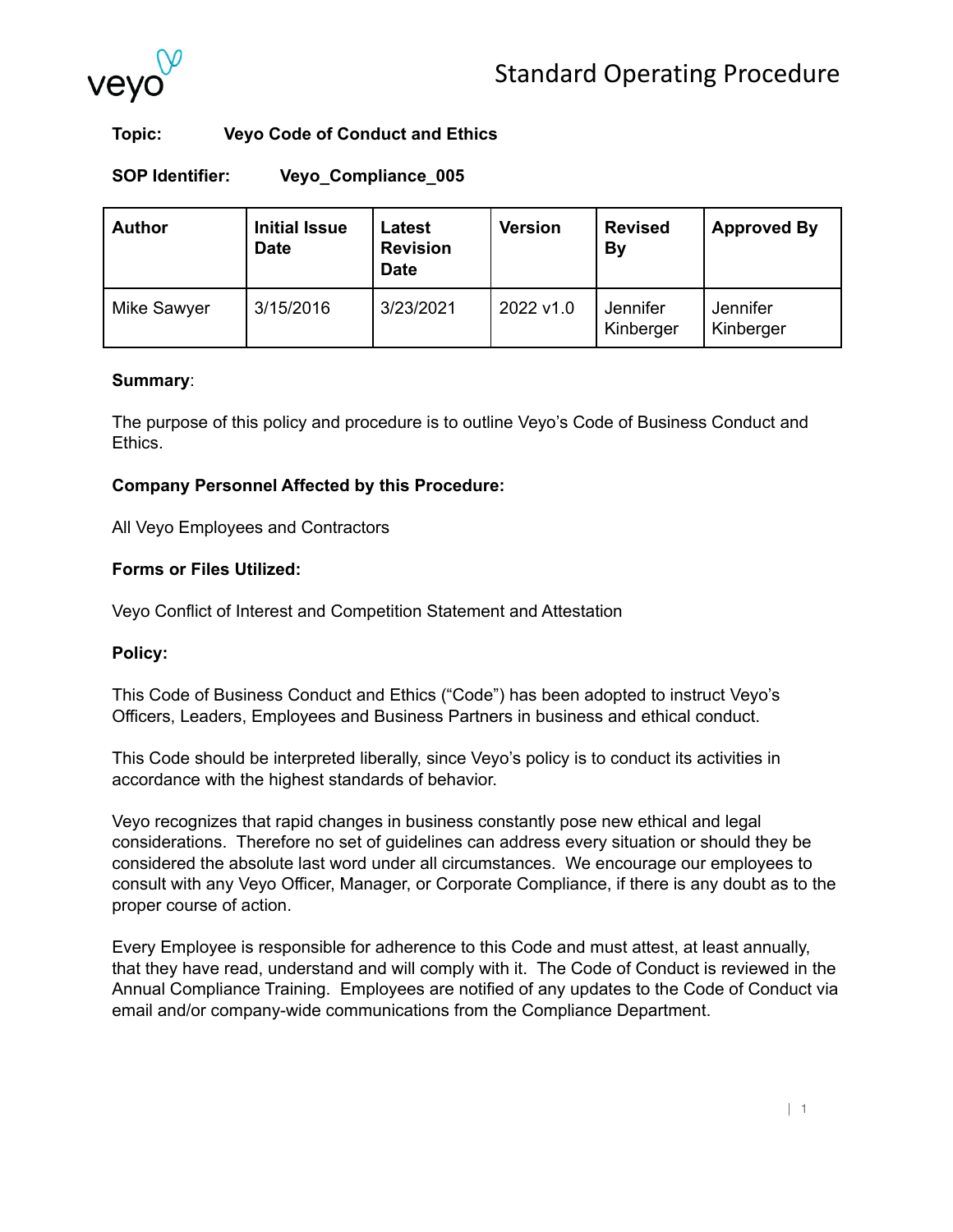# Standard Operating Procedure

**Topic:** **Veyo Code of Conduct and Ethics**

**SOP Identifier:** **Veyo_Compliance_005**

| Author | Initial Issue Date | Latest Revision Date | Version | Revised By | Approved By |
|---|---|---|---|---|---|
| Mike Sawyer | 3/15/2016 | 3/23/2021 | 2022 v1.0 | Jennifer Kinberger | Jennifer Kinberger |

**Summary**:

The purpose of this policy and procedure is to outline Veyo's Code of Business Conduct and Ethics.

**Company Personnel Affected by this Procedure:**

All Veyo Employees and Contractors

**Forms or Files Utilized:**

Veyo Conflict of Interest and Competition Statement and Attestation

**Policy:**

This Code of Business Conduct and Ethics ("Code") has been adopted to instruct Veyo's Officers, Leaders, Employees and Business Partners in business and ethical conduct.

This Code should be interpreted liberally, since Veyo's policy is to conduct its activities in accordance with the highest standards of behavior.

Veyo recognizes that rapid changes in business constantly pose new ethical and legal considerations. Therefore no set of guidelines can address every situation or should they be considered the absolute last word under all circumstances. We encourage our employees to consult with any Veyo Officer, Manager, or Corporate Compliance, if there is any doubt as to the proper course of action.

Every Employee is responsible for adherence to this Code and must attest, at least annually, that they have read, understand and will comply with it. The Code of Conduct is reviewed in the Annual Compliance Training. Employees are notified of any updates to the Code of Conduct via email and/or company-wide communications from the Compliance Department.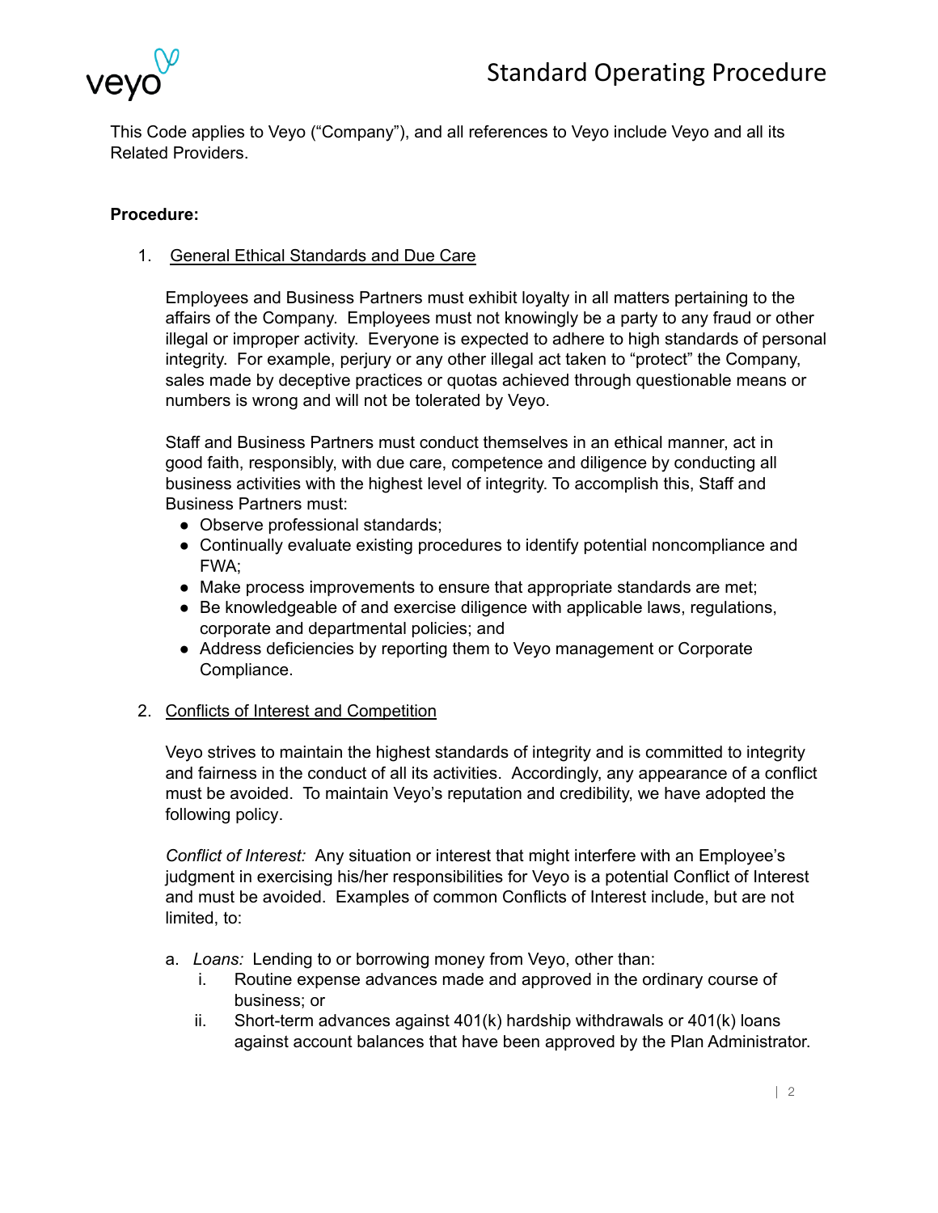This Code applies to Veyo ("Company"), and all references to Veyo include Veyo and all its Related Providers.

**Procedure:**

1. <u>General Ethical Standards and Due Care</u>

   Employees and Business Partners must exhibit loyalty in all matters pertaining to the affairs of the Company. Employees must not knowingly be a party to any fraud or other illegal or improper activity. Everyone is expected to adhere to high standards of personal integrity. For example, perjury or any other illegal act taken to "protect" the Company, sales made by deceptive practices or quotas achieved through questionable means or numbers is wrong and will not be tolerated by Veyo.

   Staff and Business Partners must conduct themselves in an ethical manner, act in good faith, responsibly, with due care, competence and diligence by conducting all business activities with the highest level of integrity. To accomplish this, Staff and Business Partners must:

   - Observe professional standards;
   - Continually evaluate existing procedures to identify potential noncompliance and FWA;
   - Make process improvements to ensure that appropriate standards are met;
   - Be knowledgeable of and exercise diligence with applicable laws, regulations, corporate and departmental policies; and
   - Address deficiencies by reporting them to Veyo management or Corporate Compliance.

2. <u>Conflicts of Interest and Competition</u>

   Veyo strives to maintain the highest standards of integrity and is committed to integrity and fairness in the conduct of all its activities. Accordingly, any appearance of a conflict must be avoided. To maintain Veyo's reputation and credibility, we have adopted the following policy.

   *Conflict of Interest:* Any situation or interest that might interfere with an Employee's judgment in exercising his/her responsibilities for Veyo is a potential Conflict of Interest and must be avoided. Examples of common Conflicts of Interest include, but are not limited, to:

   a. *Loans:* Lending to or borrowing money from Veyo, other than:
      i. Routine expense advances made and approved in the ordinary course of business; or
      ii. Short-term advances against 401(k) hardship withdrawals or 401(k) loans against account balances that have been approved by the Plan Administrator.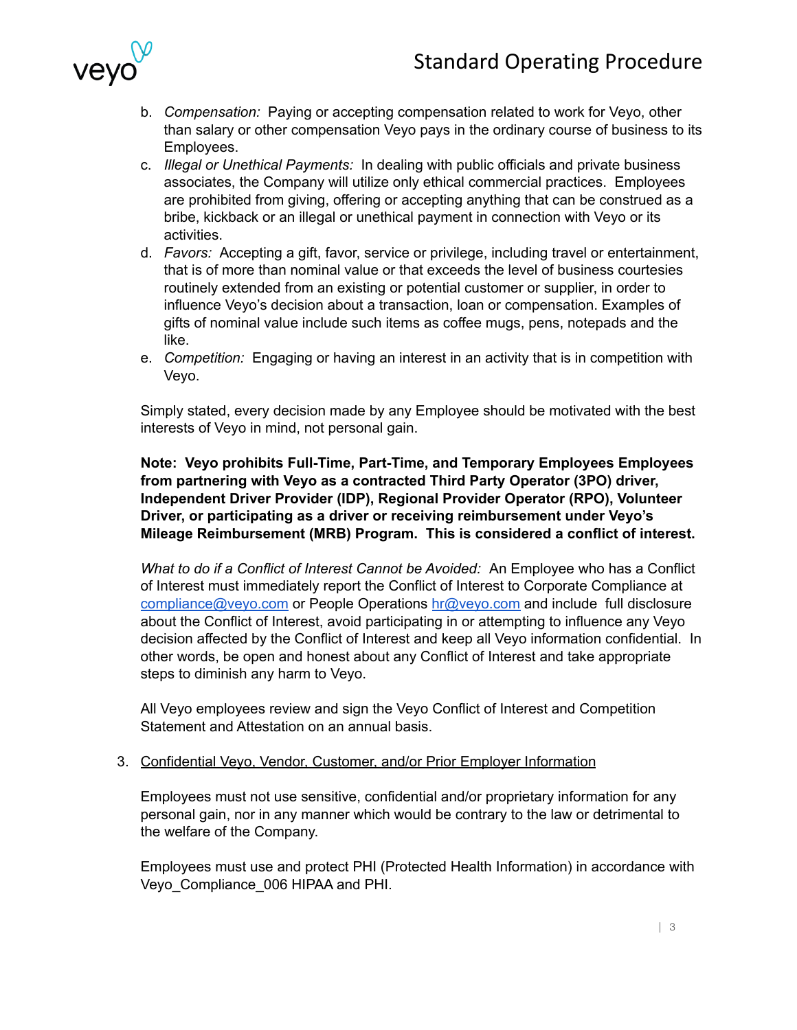b. *Compensation:* Paying or accepting compensation related to work for Veyo, other than salary or other compensation Veyo pays in the ordinary course of business to its Employees.
c. *Illegal or Unethical Payments:* In dealing with public officials and private business associates, the Company will utilize only ethical commercial practices. Employees are prohibited from giving, offering or accepting anything that can be construed as a bribe, kickback or an illegal or unethical payment in connection with Veyo or its activities.
d. *Favors:* Accepting a gift, favor, service or privilege, including travel or entertainment, that is of more than nominal value or that exceeds the level of business courtesies routinely extended from an existing or potential customer or supplier, in order to influence Veyo's decision about a transaction, loan or compensation. Examples of gifts of nominal value include such items as coffee mugs, pens, notepads and the like.
e. *Competition:* Engaging or having an interest in an activity that is in competition with Veyo.

Simply stated, every decision made by any Employee should be motivated with the best interests of Veyo in mind, not personal gain.

**Note: Veyo prohibits Full-Time, Part-Time, and Temporary Employees Employees from partnering with Veyo as a contracted Third Party Operator (3PO) driver, Independent Driver Provider (IDP), Regional Provider Operator (RPO), Volunteer Driver, or participating as a driver or receiving reimbursement under Veyo's Mileage Reimbursement (MRB) Program. This is considered a conflict of interest.**

*What to do if a Conflict of Interest Cannot be Avoided:* An Employee who has a Conflict of Interest must immediately report the Conflict of Interest to Corporate Compliance at compliance@veyo.com or People Operations hr@veyo.com and include full disclosure about the Conflict of Interest, avoid participating in or attempting to influence any Veyo decision affected by the Conflict of Interest and keep all Veyo information confidential. In other words, be open and honest about any Conflict of Interest and take appropriate steps to diminish any harm to Veyo.

All Veyo employees review and sign the Veyo Conflict of Interest and Competition Statement and Attestation on an annual basis.

3. Confidential Veyo, Vendor, Customer, and/or Prior Employer Information

Employees must not use sensitive, confidential and/or proprietary information for any personal gain, nor in any manner which would be contrary to the law or detrimental to the welfare of the Company.

Employees must use and protect PHI (Protected Health Information) in accordance with Veyo_Compliance_006 HIPAA and PHI.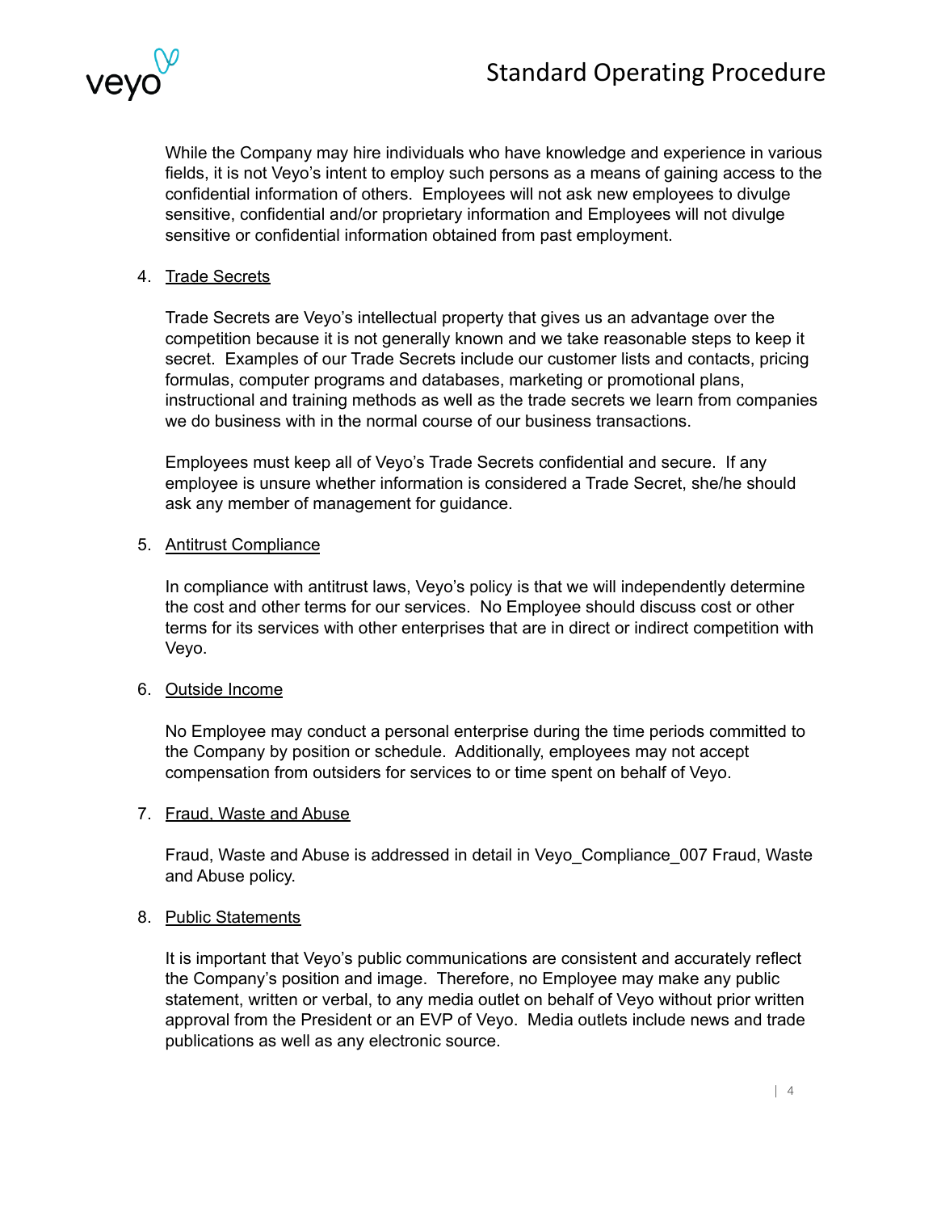While the Company may hire individuals who have knowledge and experience in various fields, it is not Veyo's intent to employ such persons as a means of gaining access to the confidential information of others. Employees will not ask new employees to divulge sensitive, confidential and/or proprietary information and Employees will not divulge sensitive or confidential information obtained from past employment.

4. <u>Trade Secrets</u>

   Trade Secrets are Veyo's intellectual property that gives us an advantage over the competition because it is not generally known and we take reasonable steps to keep it secret. Examples of our Trade Secrets include our customer lists and contacts, pricing formulas, computer programs and databases, marketing or promotional plans, instructional and training methods as well as the trade secrets we learn from companies we do business with in the normal course of our business transactions.

   Employees must keep all of Veyo's Trade Secrets confidential and secure. If any employee is unsure whether information is considered a Trade Secret, she/he should ask any member of management for guidance.

5. <u>Antitrust Compliance</u>

   In compliance with antitrust laws, Veyo's policy is that we will independently determine the cost and other terms for our services. No Employee should discuss cost or other terms for its services with other enterprises that are in direct or indirect competition with Veyo.

6. <u>Outside Income</u>

   No Employee may conduct a personal enterprise during the time periods committed to the Company by position or schedule. Additionally, employees may not accept compensation from outsiders for services to or time spent on behalf of Veyo.

7. <u>Fraud, Waste and Abuse</u>

   Fraud, Waste and Abuse is addressed in detail in Veyo_Compliance_007 Fraud, Waste and Abuse policy.

8. <u>Public Statements</u>

   It is important that Veyo's public communications are consistent and accurately reflect the Company's position and image. Therefore, no Employee may make any public statement, written or verbal, to any media outlet on behalf of Veyo without prior written approval from the President or an EVP of Veyo. Media outlets include news and trade publications as well as any electronic source.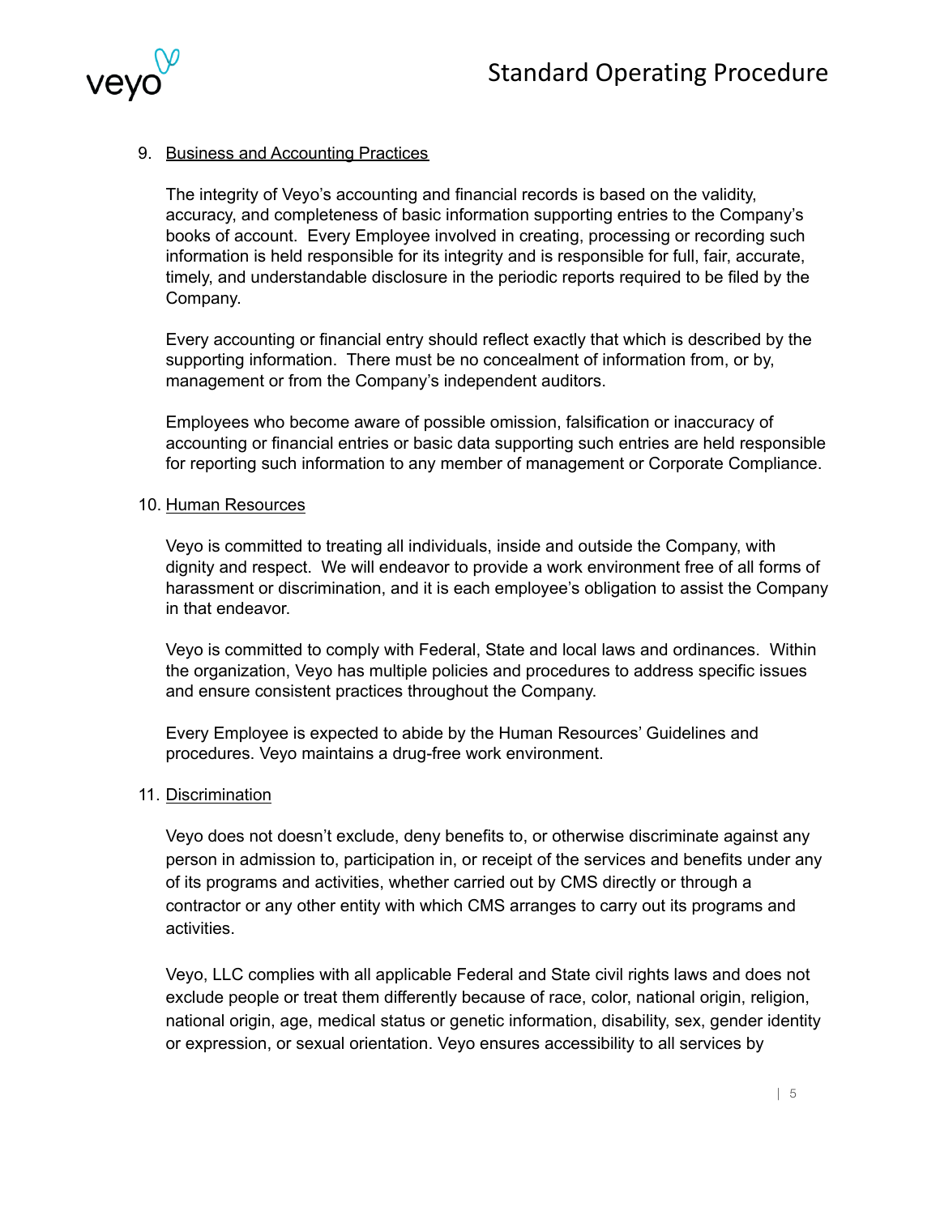9. Business and Accounting Practices

   The integrity of Veyo's accounting and financial records is based on the validity, accuracy, and completeness of basic information supporting entries to the Company's books of account. Every Employee involved in creating, processing or recording such information is held responsible for its integrity and is responsible for full, fair, accurate, timely, and understandable disclosure in the periodic reports required to be filed by the Company.

   Every accounting or financial entry should reflect exactly that which is described by the supporting information. There must be no concealment of information from, or by, management or from the Company's independent auditors.

   Employees who become aware of possible omission, falsification or inaccuracy of accounting or financial entries or basic data supporting such entries are held responsible for reporting such information to any member of management or Corporate Compliance.

10. Human Resources

    Veyo is committed to treating all individuals, inside and outside the Company, with dignity and respect. We will endeavor to provide a work environment free of all forms of harassment or discrimination, and it is each employee's obligation to assist the Company in that endeavor.

    Veyo is committed to comply with Federal, State and local laws and ordinances. Within the organization, Veyo has multiple policies and procedures to address specific issues and ensure consistent practices throughout the Company.

    Every Employee is expected to abide by the Human Resources' Guidelines and procedures. Veyo maintains a drug-free work environment.

11. Discrimination

    Veyo does not doesn't exclude, deny benefits to, or otherwise discriminate against any person in admission to, participation in, or receipt of the services and benefits under any of its programs and activities, whether carried out by CMS directly or through a contractor or any other entity with which CMS arranges to carry out its programs and activities.

    Veyo, LLC complies with all applicable Federal and State civil rights laws and does not exclude people or treat them differently because of race, color, national origin, religion, national origin, age, medical status or genetic information, disability, sex, gender identity or expression, or sexual orientation. Veyo ensures accessibility to all services by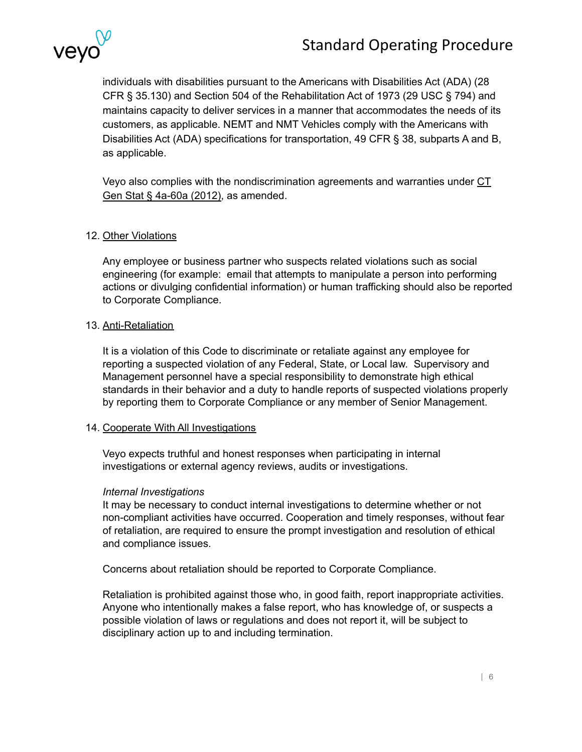individuals with disabilities pursuant to the Americans with Disabilities Act (ADA) (28 CFR § 35.130) and Section 504 of the Rehabilitation Act of 1973 (29 USC § 794) and maintains capacity to deliver services in a manner that accommodates the needs of its customers, as applicable. NEMT and NMT Vehicles comply with the Americans with Disabilities Act (ADA) specifications for transportation, 49 CFR § 38, subparts A and B, as applicable.

Veyo also complies with the nondiscrimination agreements and warranties under CT Gen Stat § 4a-60a (2012), as amended.

12. Other Violations

Any employee or business partner who suspects related violations such as social engineering (for example: email that attempts to manipulate a person into performing actions or divulging confidential information) or human trafficking should also be reported to Corporate Compliance.

13. Anti-Retaliation

It is a violation of this Code to discriminate or retaliate against any employee for reporting a suspected violation of any Federal, State, or Local law. Supervisory and Management personnel have a special responsibility to demonstrate high ethical standards in their behavior and a duty to handle reports of suspected violations properly by reporting them to Corporate Compliance or any member of Senior Management.

14. Cooperate With All Investigations

Veyo expects truthful and honest responses when participating in internal investigations or external agency reviews, audits or investigations.

*Internal Investigations*
It may be necessary to conduct internal investigations to determine whether or not non-compliant activities have occurred. Cooperation and timely responses, without fear of retaliation, are required to ensure the prompt investigation and resolution of ethical and compliance issues.

Concerns about retaliation should be reported to Corporate Compliance.

Retaliation is prohibited against those who, in good faith, report inappropriate activities. Anyone who intentionally makes a false report, who has knowledge of, or suspects a possible violation of laws or regulations and does not report it, will be subject to disciplinary action up to and including termination.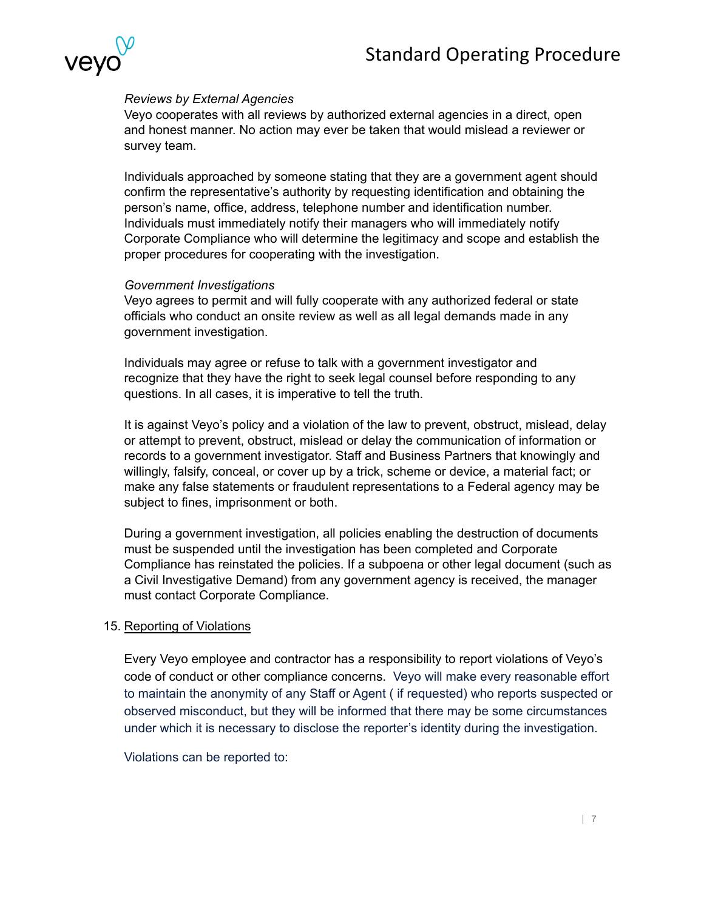*Reviews by External Agencies*

Veyo cooperates with all reviews by authorized external agencies in a direct, open and honest manner. No action may ever be taken that would mislead a reviewer or survey team.

Individuals approached by someone stating that they are a government agent should confirm the representative's authority by requesting identification and obtaining the person's name, office, address, telephone number and identification number. Individuals must immediately notify their managers who will immediately notify Corporate Compliance who will determine the legitimacy and scope and establish the proper procedures for cooperating with the investigation.

*Government Investigations*

Veyo agrees to permit and will fully cooperate with any authorized federal or state officials who conduct an onsite review as well as all legal demands made in any government investigation.

Individuals may agree or refuse to talk with a government investigator and recognize that they have the right to seek legal counsel before responding to any questions. In all cases, it is imperative to tell the truth.

It is against Veyo's policy and a violation of the law to prevent, obstruct, mislead, delay or attempt to prevent, obstruct, mislead or delay the communication of information or records to a government investigator. Staff and Business Partners that knowingly and willingly, falsify, conceal, or cover up by a trick, scheme or device, a material fact; or make any false statements or fraudulent representations to a Federal agency may be subject to fines, imprisonment or both.

During a government investigation, all policies enabling the destruction of documents must be suspended until the investigation has been completed and Corporate Compliance has reinstated the policies. If a subpoena or other legal document (such as a Civil Investigative Demand) from any government agency is received, the manager must contact Corporate Compliance.

15. <u>Reporting of Violations</u>

Every Veyo employee and contractor has a responsibility to report violations of Veyo's code of conduct or other compliance concerns. Veyo will make every reasonable effort to maintain the anonymity of any Staff or Agent ( if requested) who reports suspected or observed misconduct, but they will be informed that there may be some circumstances under which it is necessary to disclose the reporter's identity during the investigation.

Violations can be reported to: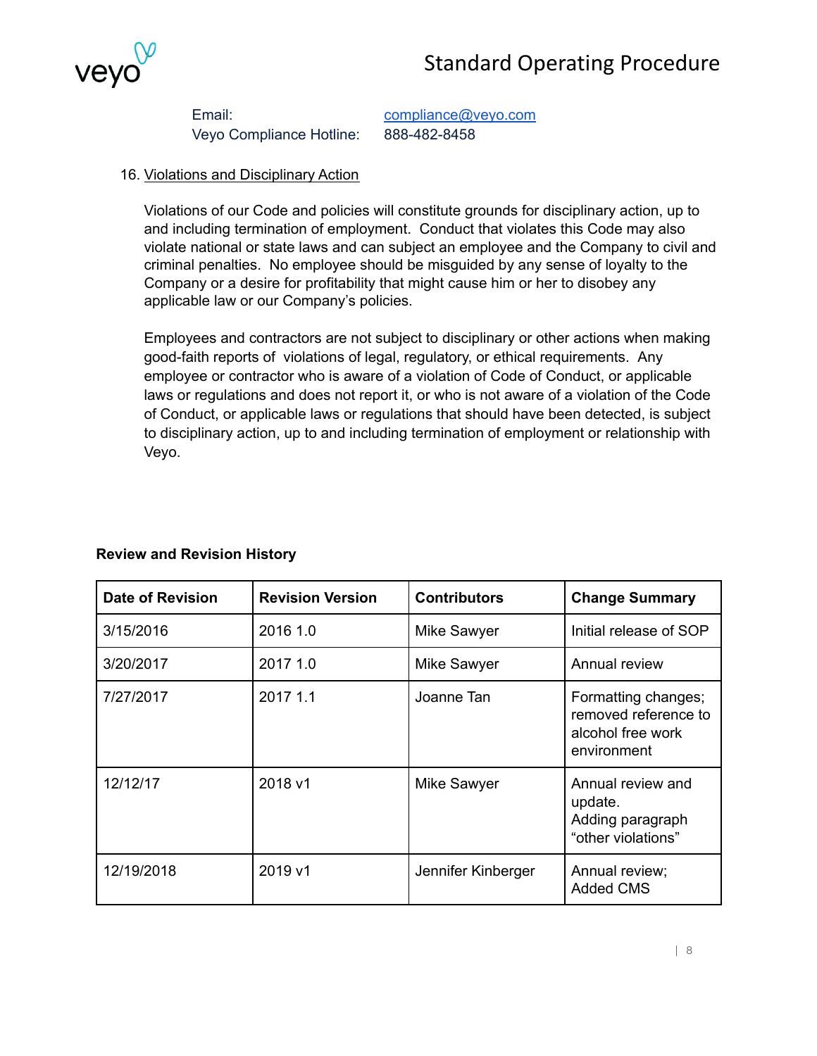Email: [compliance@veyo.com](mailto:compliance@veyo.com)
Veyo Compliance Hotline: 888-482-8458

16. Violations and Disciplinary Action

Violations of our Code and policies will constitute grounds for disciplinary action, up to and including termination of employment. Conduct that violates this Code may also violate national or state laws and can subject an employee and the Company to civil and criminal penalties. No employee should be misguided by any sense of loyalty to the Company or a desire for profitability that might cause him or her to disobey any applicable law or our Company's policies.

Employees and contractors are not subject to disciplinary or other actions when making good-faith reports of violations of legal, regulatory, or ethical requirements. Any employee or contractor who is aware of a violation of Code of Conduct, or applicable laws or regulations and does not report it, or who is not aware of a violation of the Code of Conduct, or applicable laws or regulations that should have been detected, is subject to disciplinary action, up to and including termination of employment or relationship with Veyo.

**Review and Revision History**

| Date of Revision | Revision Version | Contributors | Change Summary |
|---|---|---|---|
| 3/15/2016 | 2016 1.0 | Mike Sawyer | Initial release of SOP |
| 3/20/2017 | 2017 1.0 | Mike Sawyer | Annual review |
| 7/27/2017 | 2017 1.1 | Joanne Tan | Formatting changes; removed reference to alcohol free work environment |
| 12/12/17 | 2018 v1 | Mike Sawyer | Annual review and update. Adding paragraph "other violations" |
| 12/19/2018 | 2019 v1 | Jennifer Kinberger | Annual review; Added CMS |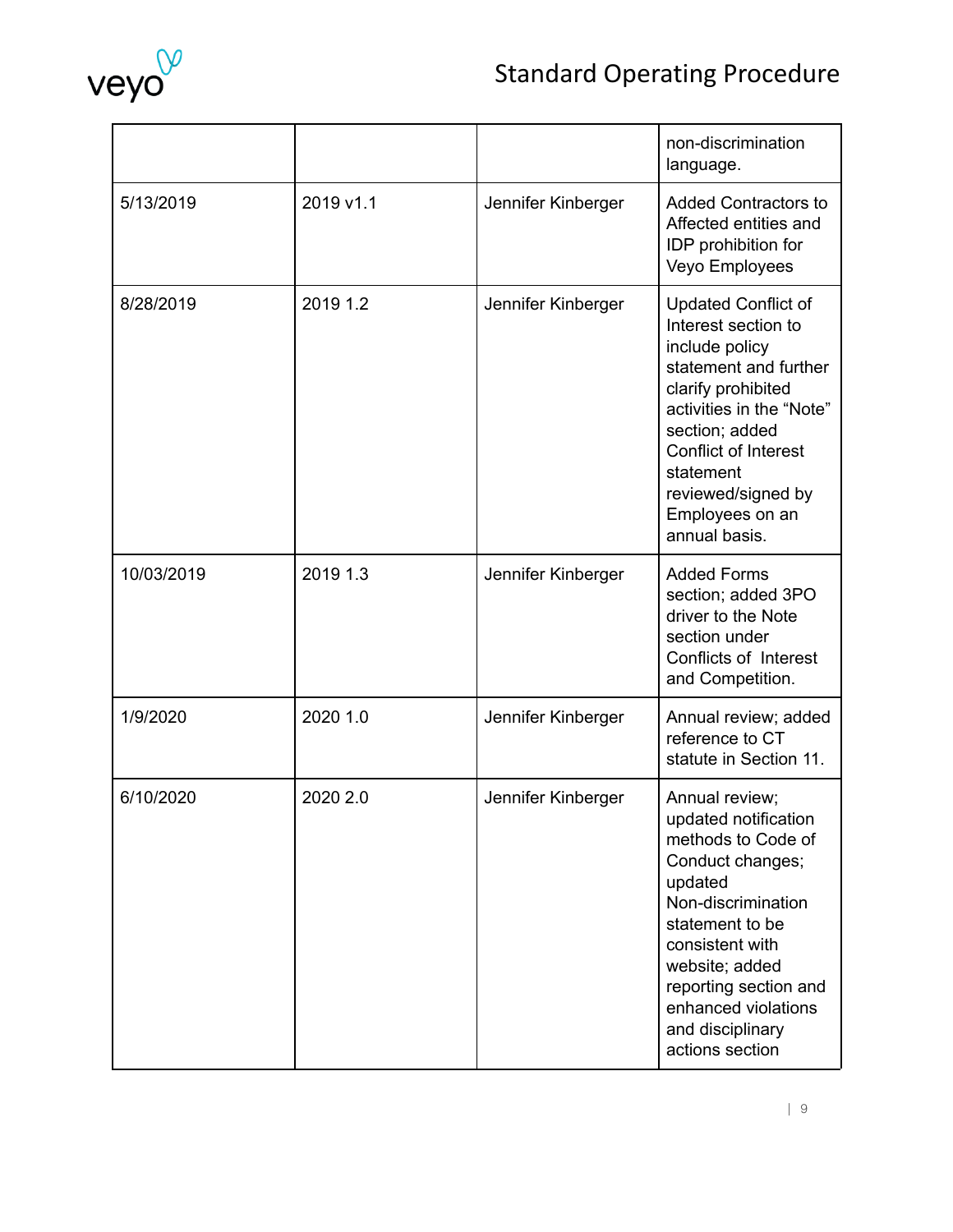| | | | non-discrimination language. |
|---|---|---|---|
| 5/13/2019 | 2019 v1.1 | Jennifer Kinberger | Added Contractors to Affected entities and IDP prohibition for Veyo Employees |
| 8/28/2019 | 2019 1.2 | Jennifer Kinberger | Updated Conflict of Interest section to include policy statement and further clarify prohibited activities in the "Note" section; added Conflict of Interest statement reviewed/signed by Employees on an annual basis. |
| 10/03/2019 | 2019 1.3 | Jennifer Kinberger | Added Forms section; added 3PO driver to the Note section under Conflicts of Interest and Competition. |
| 1/9/2020 | 2020 1.0 | Jennifer Kinberger | Annual review; added reference to CT statute in Section 11. |
| 6/10/2020 | 2020 2.0 | Jennifer Kinberger | Annual review; updated notification methods to Code of Conduct changes; updated Non-discrimination statement to be consistent with website; added reporting section and enhanced violations and disciplinary actions section |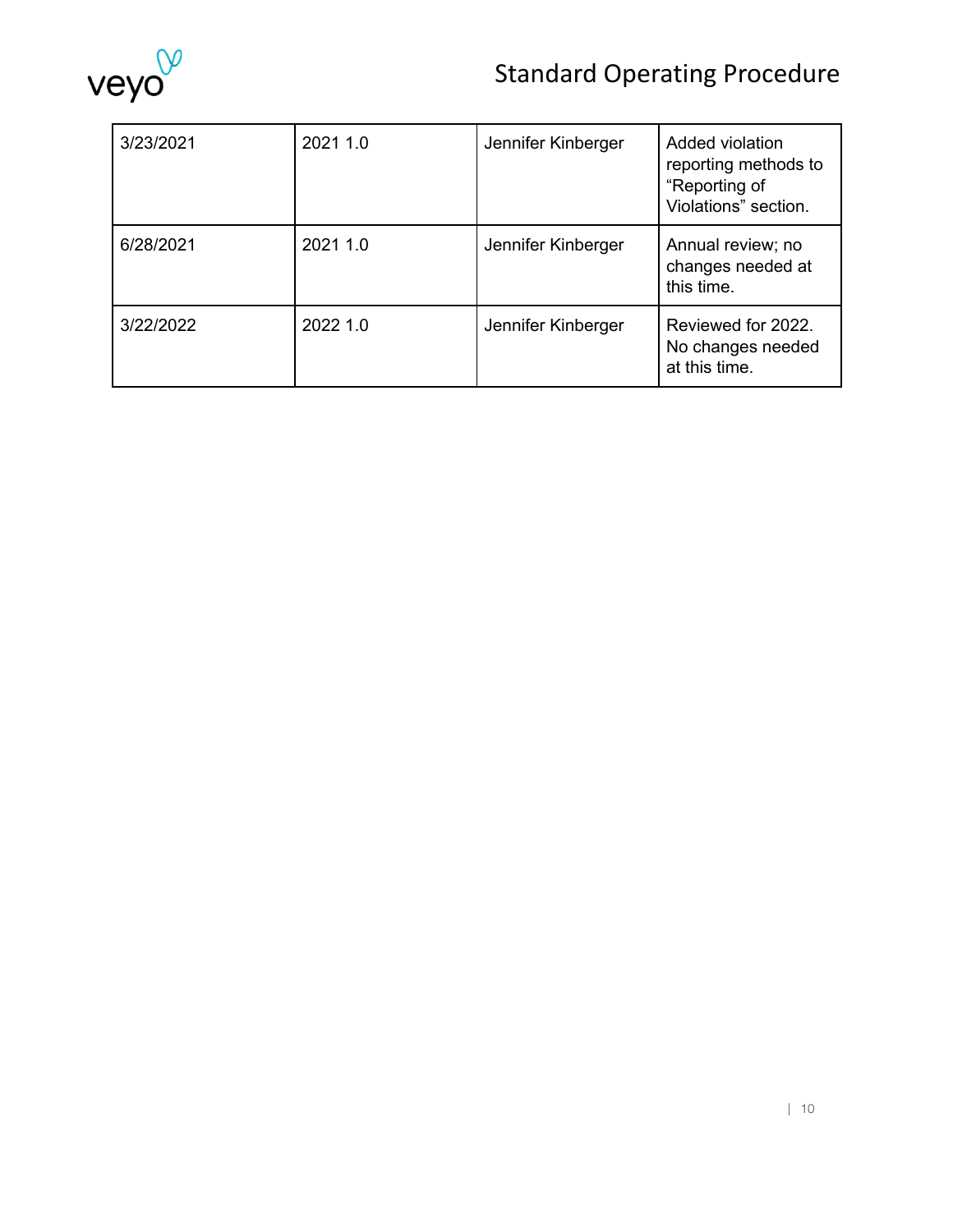| | | | |
|---|---|---|---|
| 3/23/2021 | 2021 1.0 | Jennifer Kinberger | Added violation reporting methods to "Reporting of Violations" section. |
| 6/28/2021 | 2021 1.0 | Jennifer Kinberger | Annual review; no changes needed at this time. |
| 3/22/2022 | 2022 1.0 | Jennifer Kinberger | Reviewed for 2022. No changes needed at this time. |